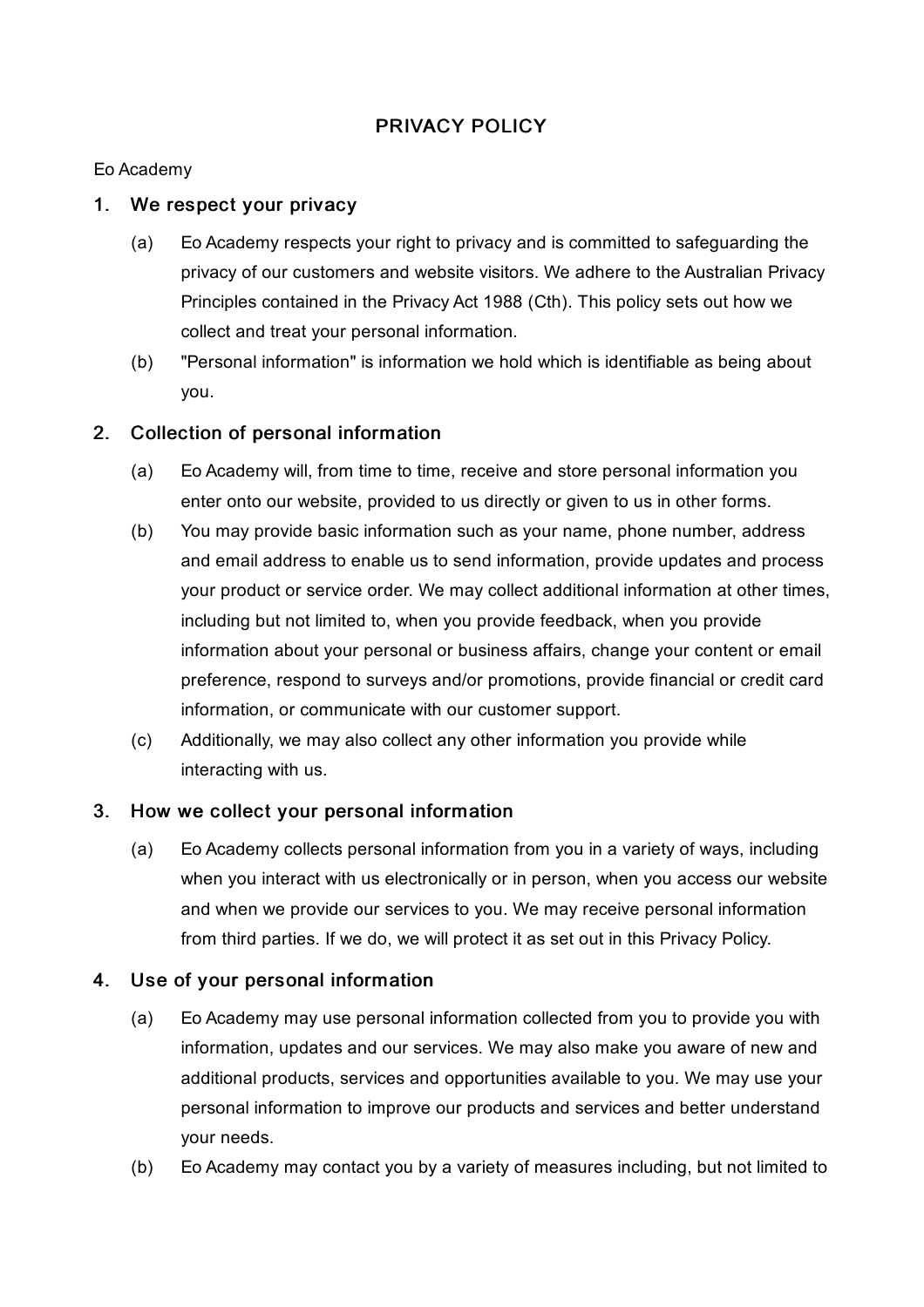# PRIVACY POLICY

Eo Academy

## 1. We respect your privacy

(a) Eo Academy respects your right to privacy and is committed to safeguarding the privacy of our customers and website visitors. We adhere to the Australian Privacy Principles contained in the Privacy Act 1988 (Cth). This policy sets out how we collect and treat your personal information.

(b) "Personal information" is information we hold which is identifiable as being about you.

## 2. Collection of personal information

(a) Eo Academy will, from time to time, receive and store personal information you enter onto our website, provided to us directly or given to us in other forms.

(b) You may provide basic information such as your name, phone number, address and email address to enable us to send information, provide updates and process your product or service order. We may collect additional information at other times, including but not limited to, when you provide feedback, when you provide information about your personal or business affairs, change your content or email preference, respond to surveys and/or promotions, provide financial or credit card information, or communicate with our customer support.

(c) Additionally, we may also collect any other information you provide while interacting with us.

## 3. How we collect your personal information

(a) Eo Academy collects personal information from you in a variety of ways, including when you interact with us electronically or in person, when you access our website and when we provide our services to you. We may receive personal information from third parties. If we do, we will protect it as set out in this Privacy Policy.

## 4. Use of your personal information

(a) Eo Academy may use personal information collected from you to provide you with information, updates and our services. We may also make you aware of new and additional products, services and opportunities available to you. We may use your personal information to improve our products and services and better understand your needs.

(b) Eo Academy may contact you by a variety of measures including, but not limited to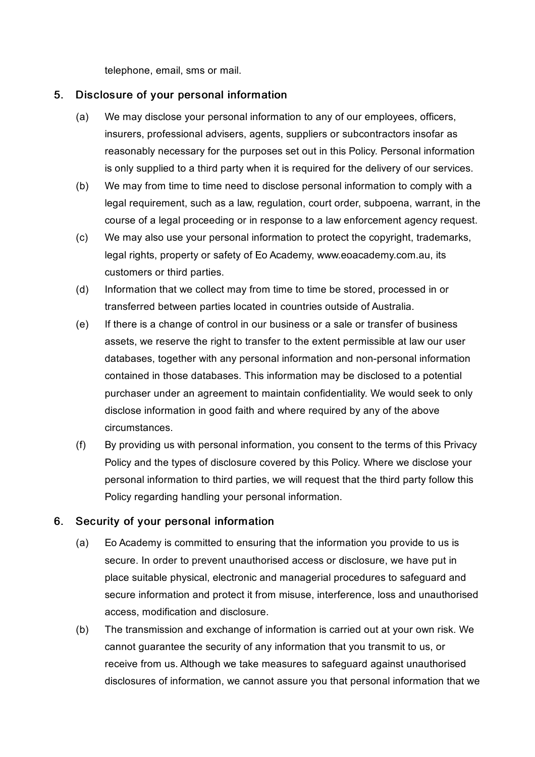telephone, email, sms or mail.

## 5. Disclosure of your personal information

(a) We may disclose your personal information to any of our employees, officers, insurers, professional advisers, agents, suppliers or subcontractors insofar as reasonably necessary for the purposes set out in this Policy. Personal information is only supplied to a third party when it is required for the delivery of our services.

(b) We may from time to time need to disclose personal information to comply with a legal requirement, such as a law, regulation, court order, subpoena, warrant, in the course of a legal proceeding or in response to a law enforcement agency request.

(c) We may also use your personal information to protect the copyright, trademarks, legal rights, property or safety of Eo Academy, www.eoacademy.com.au, its customers or third parties.

(d) Information that we collect may from time to time be stored, processed in or transferred between parties located in countries outside of Australia.

(e) If there is a change of control in our business or a sale or transfer of business assets, we reserve the right to transfer to the extent permissible at law our user databases, together with any personal information and non-personal information contained in those databases. This information may be disclosed to a potential purchaser under an agreement to maintain confidentiality. We would seek to only disclose information in good faith and where required by any of the above circumstances.

(f) By providing us with personal information, you consent to the terms of this Privacy Policy and the types of disclosure covered by this Policy. Where we disclose your personal information to third parties, we will request that the third party follow this Policy regarding handling your personal information.

## 6. Security of your personal information

(a) Eo Academy is committed to ensuring that the information you provide to us is secure. In order to prevent unauthorised access or disclosure, we have put in place suitable physical, electronic and managerial procedures to safeguard and secure information and protect it from misuse, interference, loss and unauthorised access, modification and disclosure.

(b) The transmission and exchange of information is carried out at your own risk. We cannot guarantee the security of any information that you transmit to us, or receive from us. Although we take measures to safeguard against unauthorised disclosures of information, we cannot assure you that personal information that we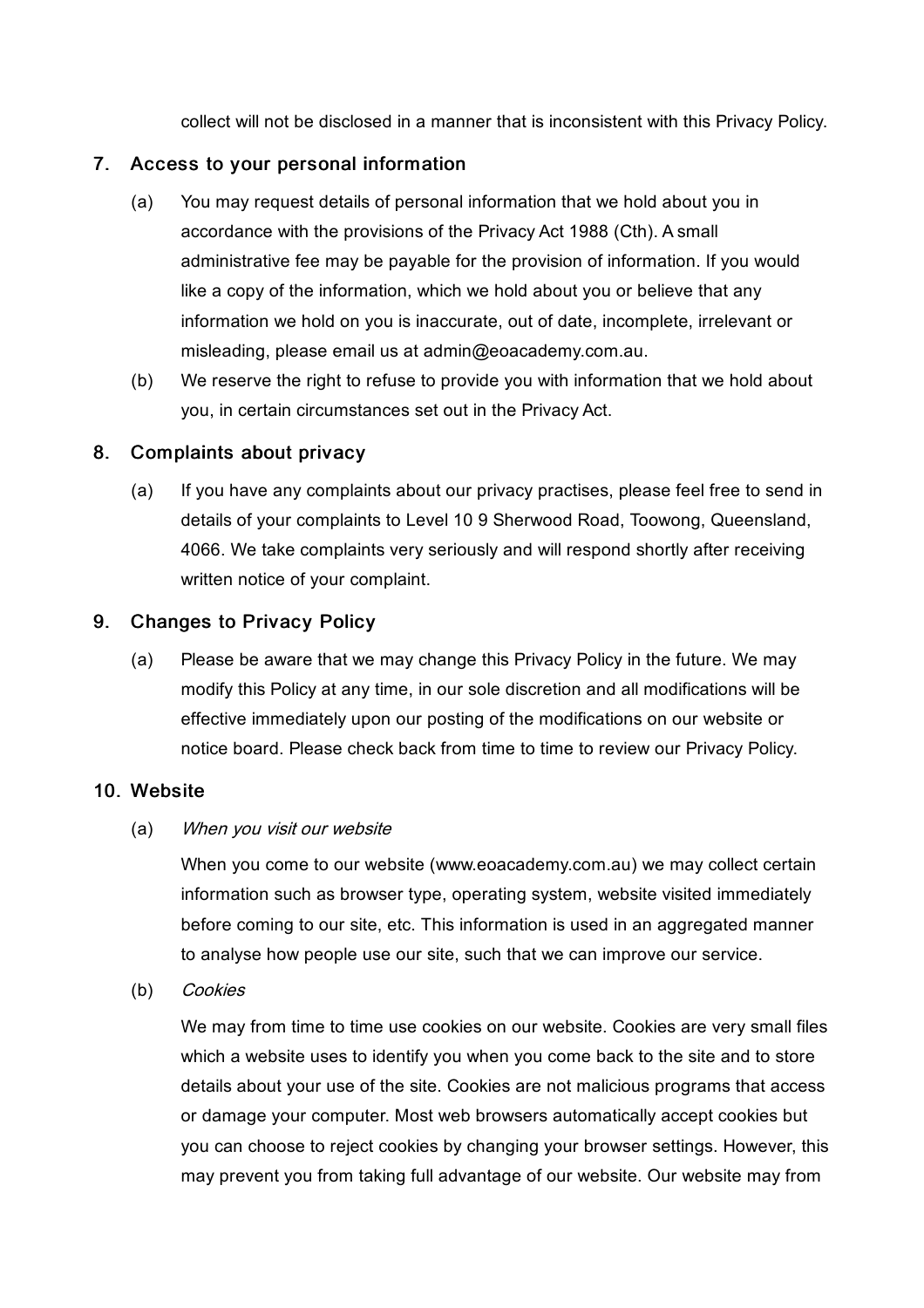collect will not be disclosed in a manner that is inconsistent with this Privacy Policy.

## 7. Access to your personal information

(a) You may request details of personal information that we hold about you in accordance with the provisions of the Privacy Act 1988 (Cth). A small administrative fee may be payable for the provision of information. If you would like a copy of the information, which we hold about you or believe that any information we hold on you is inaccurate, out of date, incomplete, irrelevant or misleading, please email us at admin@eoacademy.com.au.

(b) We reserve the right to refuse to provide you with information that we hold about you, in certain circumstances set out in the Privacy Act.

## 8. Complaints about privacy

(a) If you have any complaints about our privacy practises, please feel free to send in details of your complaints to Level 10 9 Sherwood Road, Toowong, Queensland, 4066. We take complaints very seriously and will respond shortly after receiving written notice of your complaint.

## 9. Changes to Privacy Policy

(a) Please be aware that we may change this Privacy Policy in the future. We may modify this Policy at any time, in our sole discretion and all modifications will be effective immediately upon our posting of the modifications on our website or notice board. Please check back from time to time to review our Privacy Policy.

## 10. Website

(a) *When you visit our website*

When you come to our website (www.eoacademy.com.au) we may collect certain information such as browser type, operating system, website visited immediately before coming to our site, etc. This information is used in an aggregated manner to analyse how people use our site, such that we can improve our service.

(b) *Cookies*

We may from time to time use cookies on our website. Cookies are very small files which a website uses to identify you when you come back to the site and to store details about your use of the site. Cookies are not malicious programs that access or damage your computer. Most web browsers automatically accept cookies but you can choose to reject cookies by changing your browser settings. However, this may prevent you from taking full advantage of our website. Our website may from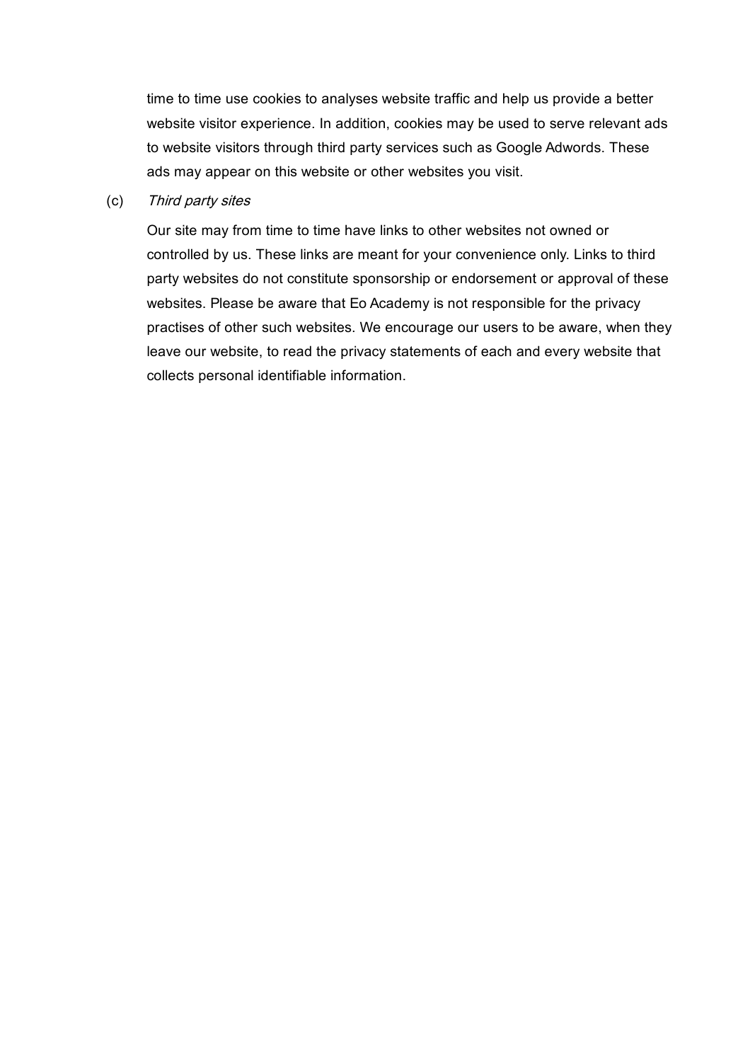time to time use cookies to analyses website traffic and help us provide a better website visitor experience. In addition, cookies may be used to serve relevant ads to website visitors through third party services such as Google Adwords. These ads may appear on this website or other websites you visit.

(c) *Third party sites*

Our site may from time to time have links to other websites not owned or controlled by us. These links are meant for your convenience only. Links to third party websites do not constitute sponsorship or endorsement or approval of these websites. Please be aware that Eo Academy is not responsible for the privacy practises of other such websites. We encourage our users to be aware, when they leave our website, to read the privacy statements of each and every website that collects personal identifiable information.